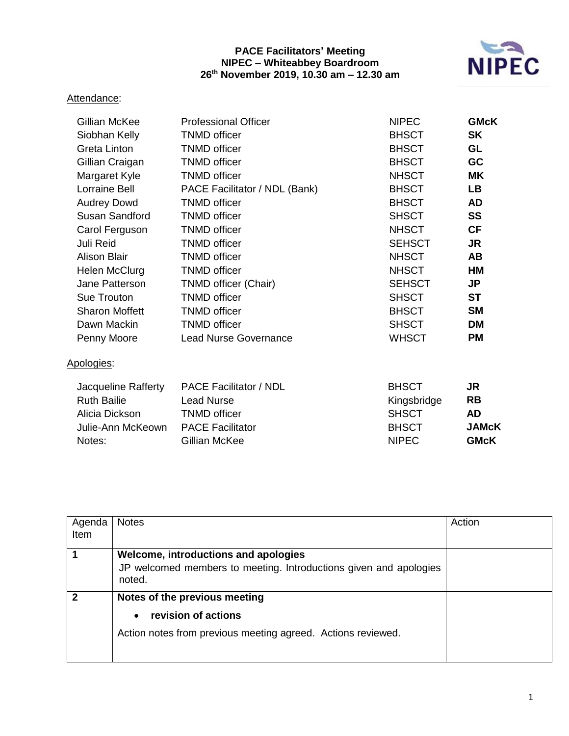**PACE Facilitators' Meeting**
**NIPEC – Whiteabbey Boardroom**
**26th November 2019, 10.30 am – 12.30 am**

NIPEC

Attendance:

| | | | |
|---|---|---|---|
| Gillian McKee | Professional Officer | NIPEC | **GMcK** |
| Siobhan Kelly | TNMD officer | BHSCT | **SK** |
| Greta Linton | TNMD officer | BHSCT | **GL** |
| Gillian Craigan | TNMD officer | BHSCT | **GC** |
| Margaret Kyle | TNMD officer | NHSCT | **MK** |
| Lorraine Bell | PACE Facilitator / NDL (Bank) | BHSCT | **LB** |
| Audrey Dowd | TNMD officer | BHSCT | **AD** |
| Susan Sandford | TNMD officer | SHSCT | **SS** |
| Carol Ferguson | TNMD officer | NHSCT | **CF** |
| Juli Reid | TNMD officer | SEHSCT | **JR** |
| Alison Blair | TNMD officer | NHSCT | **AB** |
| Helen McClurg | TNMD officer | NHSCT | **HM** |
| Jane Patterson | TNMD officer (Chair) | SEHSCT | **JP** |
| Sue Trouton | TNMD officer | SHSCT | **ST** |
| Sharon Moffett | TNMD officer | BHSCT | **SM** |
| Dawn Mackin | TNMD officer | SHSCT | **DM** |
| Penny Moore | Lead Nurse Governance | WHSCT | **PM** |

Apologies:

| | | | |
|---|---|---|---|
| Jacqueline Rafferty | PACE Facilitator / NDL | BHSCT | **JR** |
| Ruth Bailie | Lead Nurse | Kingsbridge | **RB** |
| Alicia Dickson | TNMD officer | SHSCT | **AD** |
| Julie-Ann McKeown | PACE Facilitator | BHSCT | **JAMcK** |
| Notes: | Gillian McKee | NIPEC | **GMcK** |

| Agenda Item | Notes | Action |
|---|---|---|
| **1** | **Welcome, introductions and apologies**<br>JP welcomed members to meeting. Introductions given and apologies noted. | |
| **2** | **Notes of the previous meeting**<br>• **revision of actions**<br>Action notes from previous meeting agreed. Actions reviewed. | |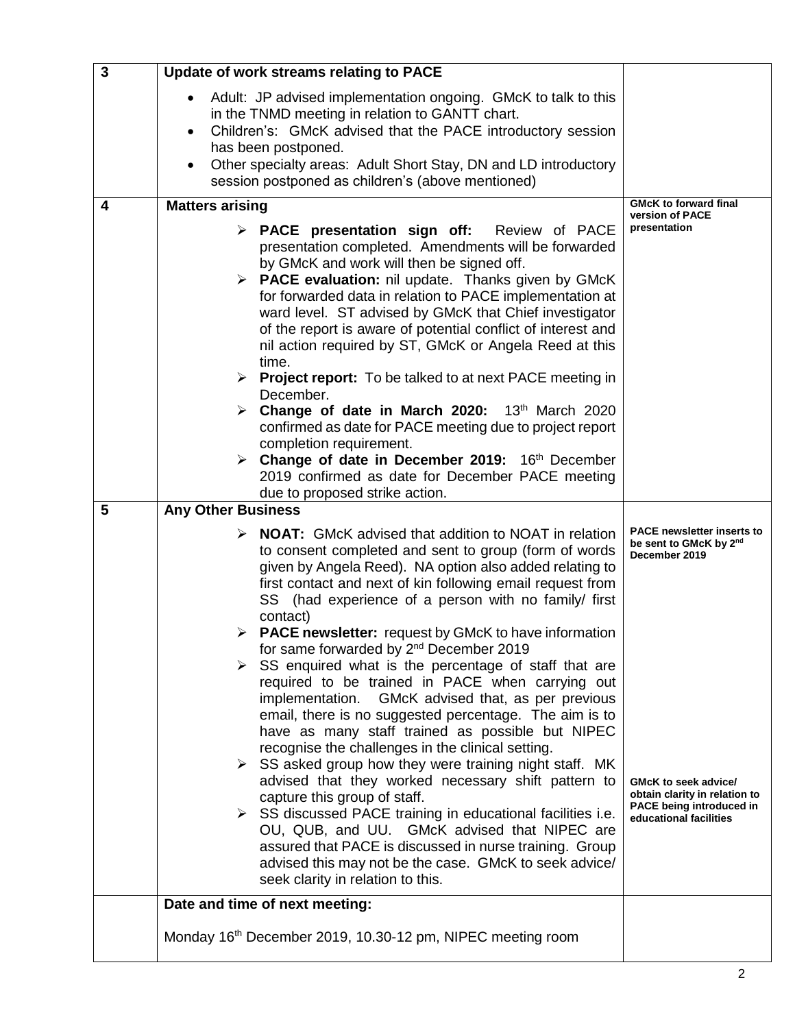| 3 | **Update of work streams relating to PACE**<br><br>• Adult: JP advised implementation ongoing. GMcK to talk to this in the TNMD meeting in relation to GANTT chart.<br>• Children's: GMcK advised that the PACE introductory session has been postponed.<br>• Other specialty areas: Adult Short Stay, DN and LD introductory session postponed as children's (above mentioned) | |
|---|---|---|
| 4 | **Matters arising**<br><br>➢ **PACE presentation sign off:** Review of PACE presentation completed. Amendments will be forwarded by GMcK and work will then be signed off.<br>➢ **PACE evaluation:** nil update. Thanks given by GMcK for forwarded data in relation to PACE implementation at ward level. ST advised by GMcK that Chief investigator of the report is aware of potential conflict of interest and nil action required by ST, GMcK or Angela Reed at this time.<br>➢ **Project report:** To be talked to at next PACE meeting in December.<br>➢ **Change of date in March 2020:** 13th March 2020 confirmed as date for PACE meeting due to project report completion requirement.<br>➢ **Change of date in December 2019:** 16th December 2019 confirmed as date for December PACE meeting due to proposed strike action. | **GMcK to forward final version of PACE presentation** |
| 5 | **Any Other Business**<br><br>➢ **NOAT:** GMcK advised that addition to NOAT in relation to consent completed and sent to group (form of words given by Angela Reed). NA option also added relating to first contact and next of kin following email request from SS (had experience of a person with no family/ first contact)<br>➢ **PACE newsletter:** request by GMcK to have information for same forwarded by 2nd December 2019<br>➢ SS enquired what is the percentage of staff that are required to be trained in PACE when carrying out implementation. GMcK advised that, as per previous email, there is no suggested percentage. The aim is to have as many staff trained as possible but NIPEC recognise the challenges in the clinical setting.<br>➢ SS asked group how they were training night staff. MK advised that they worked necessary shift pattern to capture this group of staff.<br>➢ SS discussed PACE training in educational facilities i.e. OU, QUB, and UU. GMcK advised that NIPEC are assured that PACE is discussed in nurse training. Group advised this may not be the case. GMcK to seek advice/ seek clarity in relation to this. | **PACE newsletter inserts to be sent to GMcK by 2nd December 2019**<br><br>**GMcK to seek advice/ obtain clarity in relation to PACE being introduced in educational facilities** |
| | **Date and time of next meeting:**<br><br>Monday 16th December 2019, 10.30-12 pm, NIPEC meeting room | |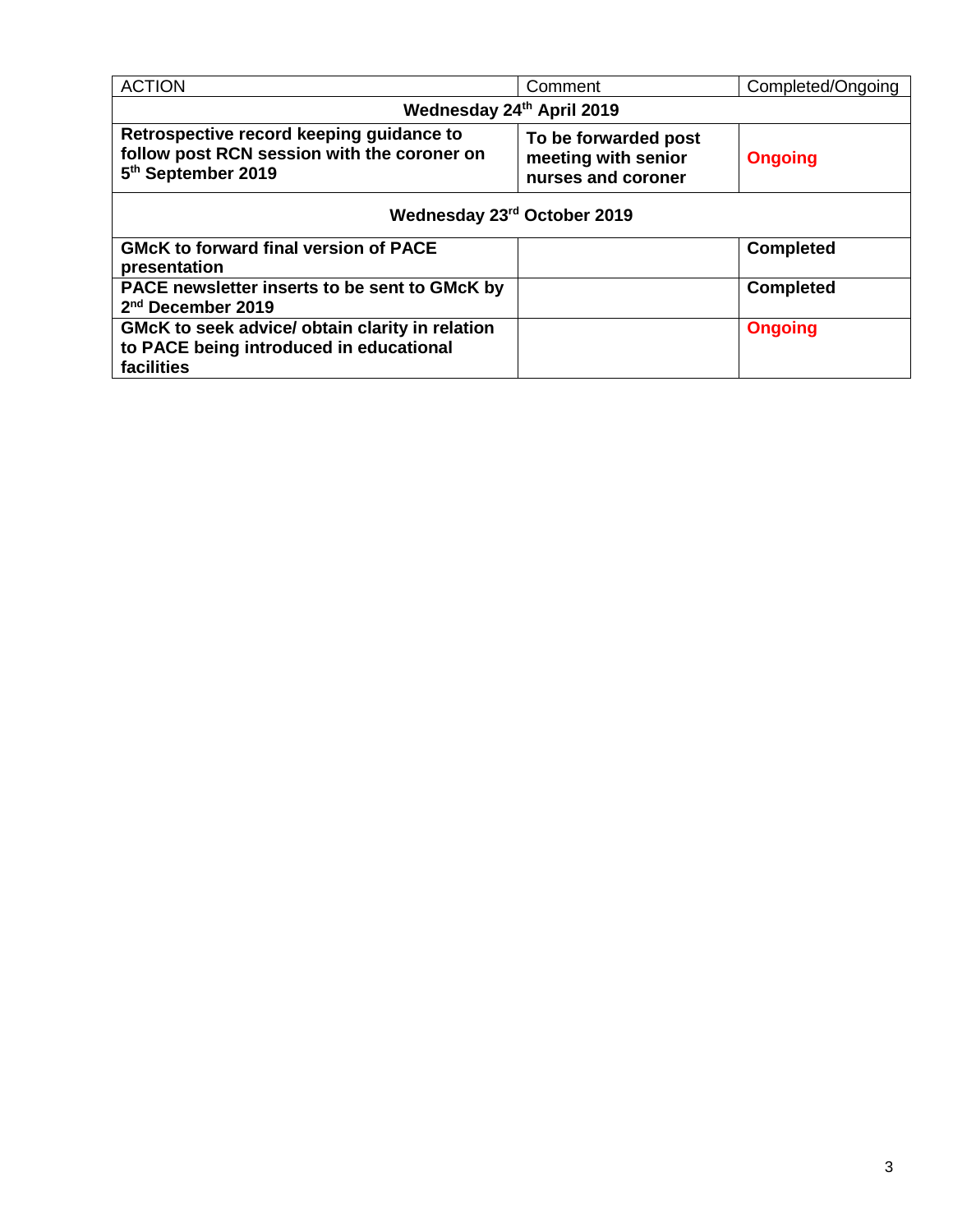| ACTION | Comment | Completed/Ongoing |
|---|---|---|
| **Wednesday 24th April 2019** | | |
| **Retrospective record keeping guidance to follow post RCN session with the coroner on 5th September 2019** | **To be forwarded post meeting with senior nurses and coroner** | **Ongoing** |
| **Wednesday 23rd October 2019** | | |
| **GMcK to forward final version of PACE presentation** | | **Completed** |
| **PACE newsletter inserts to be sent to GMcK by 2nd December 2019** | | **Completed** |
| **GMcK to seek advice/ obtain clarity in relation to PACE being introduced in educational facilities** | | **Ongoing** |